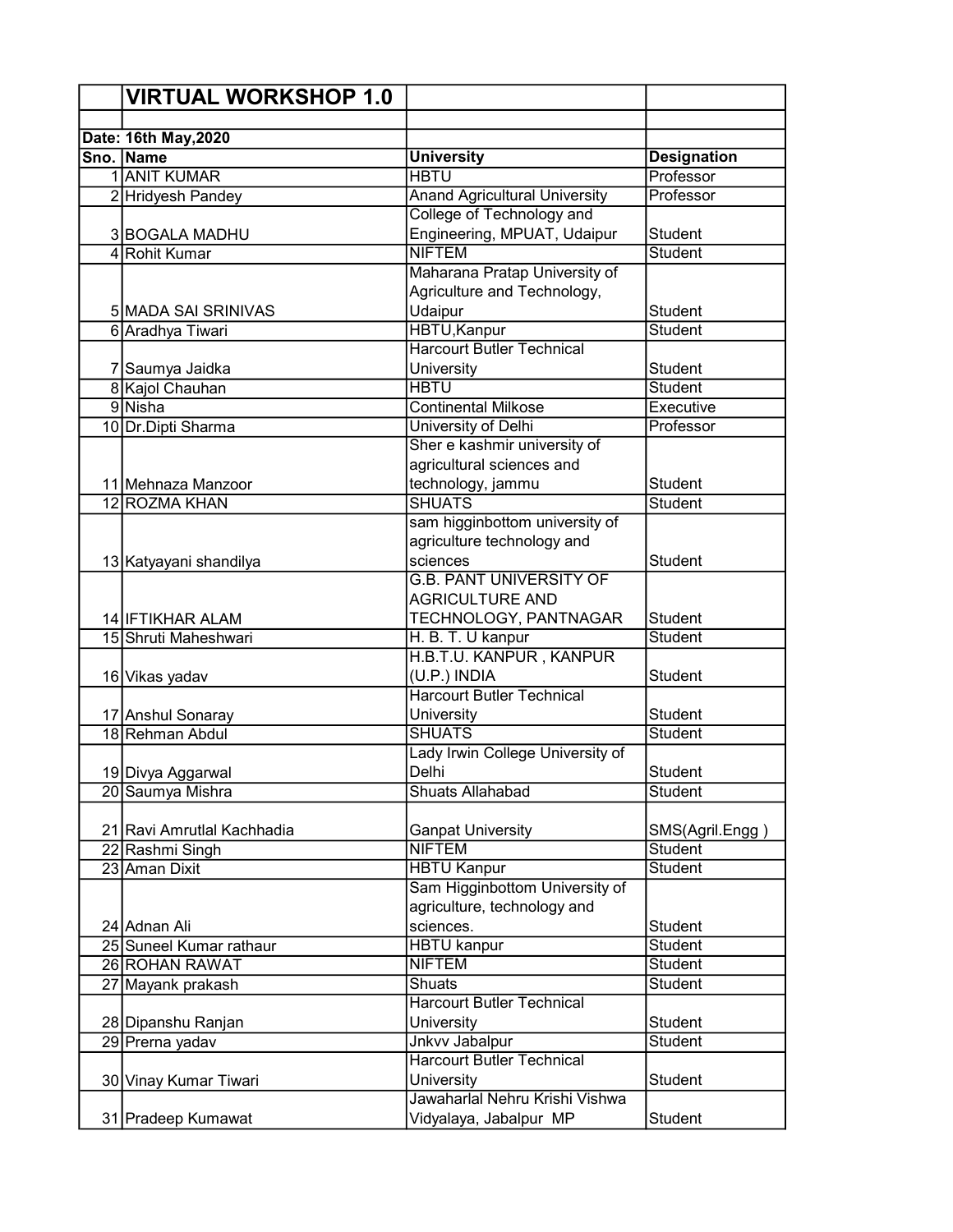# VIRTUAL WORKSHOP 1.0

Date: 16th May,2020

| Sno. | Name | University | Designation |
|---|---|---|---|
| 1 | ANIT KUMAR | HBTU | Professor |
| 2 | Hridyesh Pandey | Anand Agricultural University | Professor |
| 3 | BOGALA MADHU | College of Technology and Engineering, MPUAT, Udaipur | Student |
| 4 | Rohit Kumar | NIFTEM | Student |
| 5 | MADA SAI SRINIVAS | Maharana Pratap University of Agriculture and Technology, Udaipur | Student |
| 6 | Aradhya Tiwari | HBTU,Kanpur | Student |
| 7 | Saumya Jaidka | Harcourt Butler Technical University | Student |
| 8 | Kajol Chauhan | HBTU | Student |
| 9 | Nisha | Continental Milkose | Executive |
| 10 | Dr.Dipti Sharma | University of Delhi | Professor |
| 11 | Mehnaza Manzoor | Sher e kashmir university of agricultural sciences and technology, jammu | Student |
| 12 | ROZMA KHAN | SHUATS | Student |
| 13 | Katyayani shandilya | sam higginbottom university of agriculture technology and sciences | Student |
| 14 | IFTIKHAR ALAM | G.B. PANT UNIVERSITY OF AGRICULTURE AND TECHNOLOGY, PANTNAGAR | Student |
| 15 | Shruti Maheshwari | H. B. T. U kanpur | Student |
| 16 | Vikas yadav | H.B.T.U. KANPUR , KANPUR (U.P.) INDIA | Student |
| 17 | Anshul Sonaray | Harcourt Butler Technical University | Student |
| 18 | Rehman Abdul | SHUATS | Student |
| 19 | Divya Aggarwal | Lady Irwin College University of Delhi | Student |
| 20 | Saumya Mishra | Shuats Allahabad | Student |
| 21 | Ravi Amrutlal Kachhadia | Ganpat University | SMS(Agril.Engg ) |
| 22 | Rashmi Singh | NIFTEM | Student |
| 23 | Aman Dixit | HBTU Kanpur | Student |
| 24 | Adnan Ali | Sam Higginbottom University of agriculture, technology and sciences. | Student |
| 25 | Suneel Kumar rathaur | HBTU kanpur | Student |
| 26 | ROHAN RAWAT | NIFTEM | Student |
| 27 | Mayank prakash | Shuats | Student |
| 28 | Dipanshu Ranjan | Harcourt Butler Technical University | Student |
| 29 | Prerna yadav | Jnkvv Jabalpur | Student |
| 30 | Vinay Kumar Tiwari | Harcourt Butler Technical University | Student |
| 31 | Pradeep Kumawat | Jawaharlal Nehru Krishi Vishwa Vidyalaya, Jabalpur MP | Student |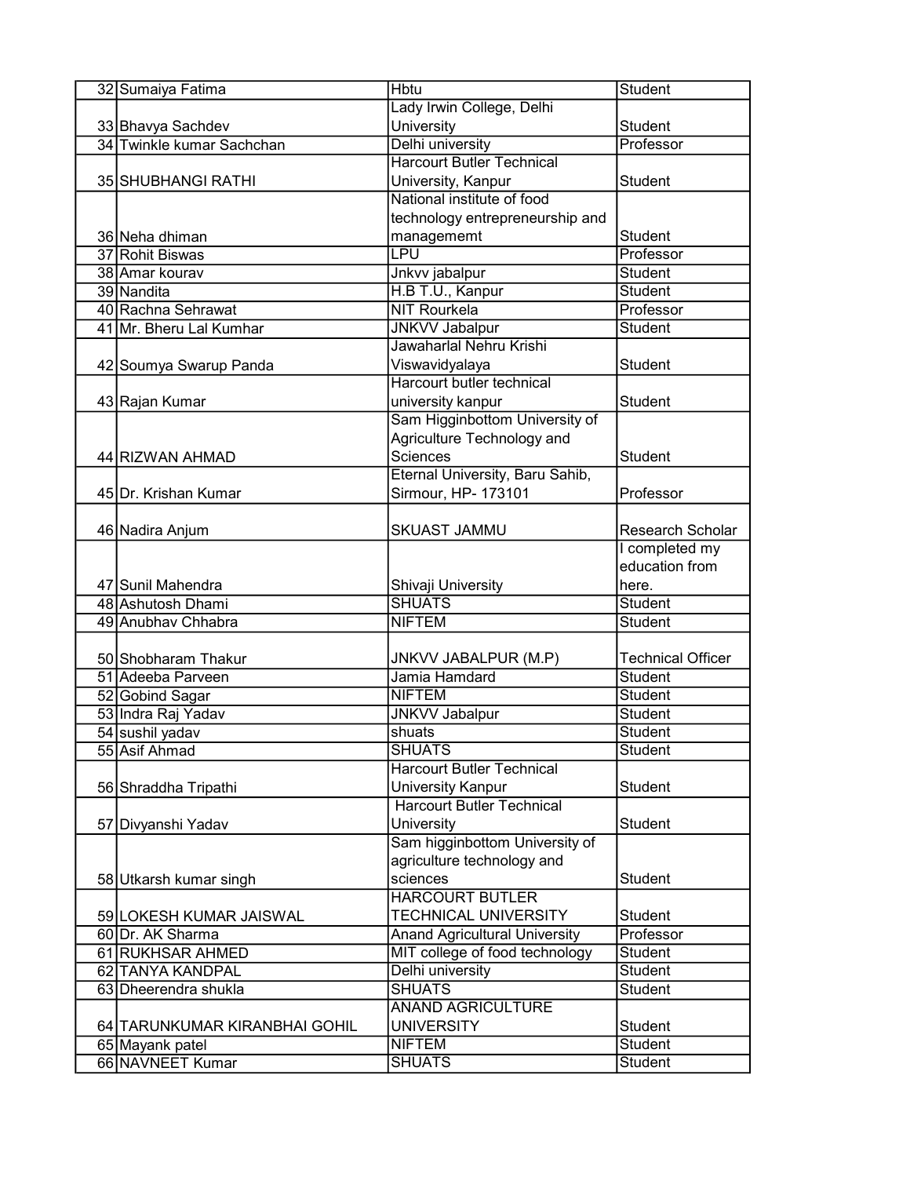| | | | |
|---|---|---|---|
| 32 | Sumaiya Fatima | Hbtu | Student |
| 33 | Bhavya Sachdev | Lady Irwin College, Delhi University | Student |
| 34 | Twinkle kumar Sachchan | Delhi university | Professor |
| 35 | SHUBHANGI RATHI | Harcourt Butler Technical University, Kanpur | Student |
| 36 | Neha dhiman | National institute of food technology entrepreneurship and managememt | Student |
| 37 | Rohit Biswas | LPU | Professor |
| 38 | Amar kourav | Jnkvv jabalpur | Student |
| 39 | Nandita | H.B T.U., Kanpur | Student |
| 40 | Rachna Sehrawat | NIT Rourkela | Professor |
| 41 | Mr. Bheru Lal Kumhar | JNKVV Jabalpur | Student |
| 42 | Soumya Swarup Panda | Jawaharlal Nehru Krishi Viswavidyalaya | Student |
| 43 | Rajan Kumar | Harcourt butler technical university kanpur | Student |
| 44 | RIZWAN AHMAD | Sam Higginbottom University of Agriculture Technology and Sciences | Student |
| 45 | Dr. Krishan Kumar | Eternal University, Baru Sahib, Sirmour, HP- 173101 | Professor |
| 46 | Nadira Anjum | SKUAST JAMMU | Research Scholar |
| 47 | Sunil Mahendra | Shivaji University | I completed my education from here. |
| 48 | Ashutosh Dhami | SHUATS | Student |
| 49 | Anubhav Chhabra | NIFTEM | Student |
| 50 | Shobharam Thakur | JNKVV JABALPUR (M.P) | Technical Officer |
| 51 | Adeeba Parveen | Jamia Hamdard | Student |
| 52 | Gobind Sagar | NIFTEM | Student |
| 53 | Indra Raj Yadav | JNKVV Jabalpur | Student |
| 54 | sushil yadav | shuats | Student |
| 55 | Asif Ahmad | SHUATS | Student |
| 56 | Shraddha Tripathi | Harcourt Butler Technical University Kanpur | Student |
| 57 | Divyanshi Yadav | Harcourt Butler Technical University | Student |
| 58 | Utkarsh kumar singh | Sam higginbottom University of agriculture technology and sciences | Student |
| 59 | LOKESH KUMAR JAISWAL | HARCOURT BUTLER TECHNICAL UNIVERSITY | Student |
| 60 | Dr. AK Sharma | Anand Agricultural University | Professor |
| 61 | RUKHSAR AHMED | MIT college of food technology | Student |
| 62 | TANYA KANDPAL | Delhi university | Student |
| 63 | Dheerendra shukla | SHUATS | Student |
| 64 | TARUNKUMAR KIRANBHAI GOHIL | ANAND AGRICULTURE UNIVERSITY | Student |
| 65 | Mayank patel | NIFTEM | Student |
| 66 | NAVNEET Kumar | SHUATS | Student |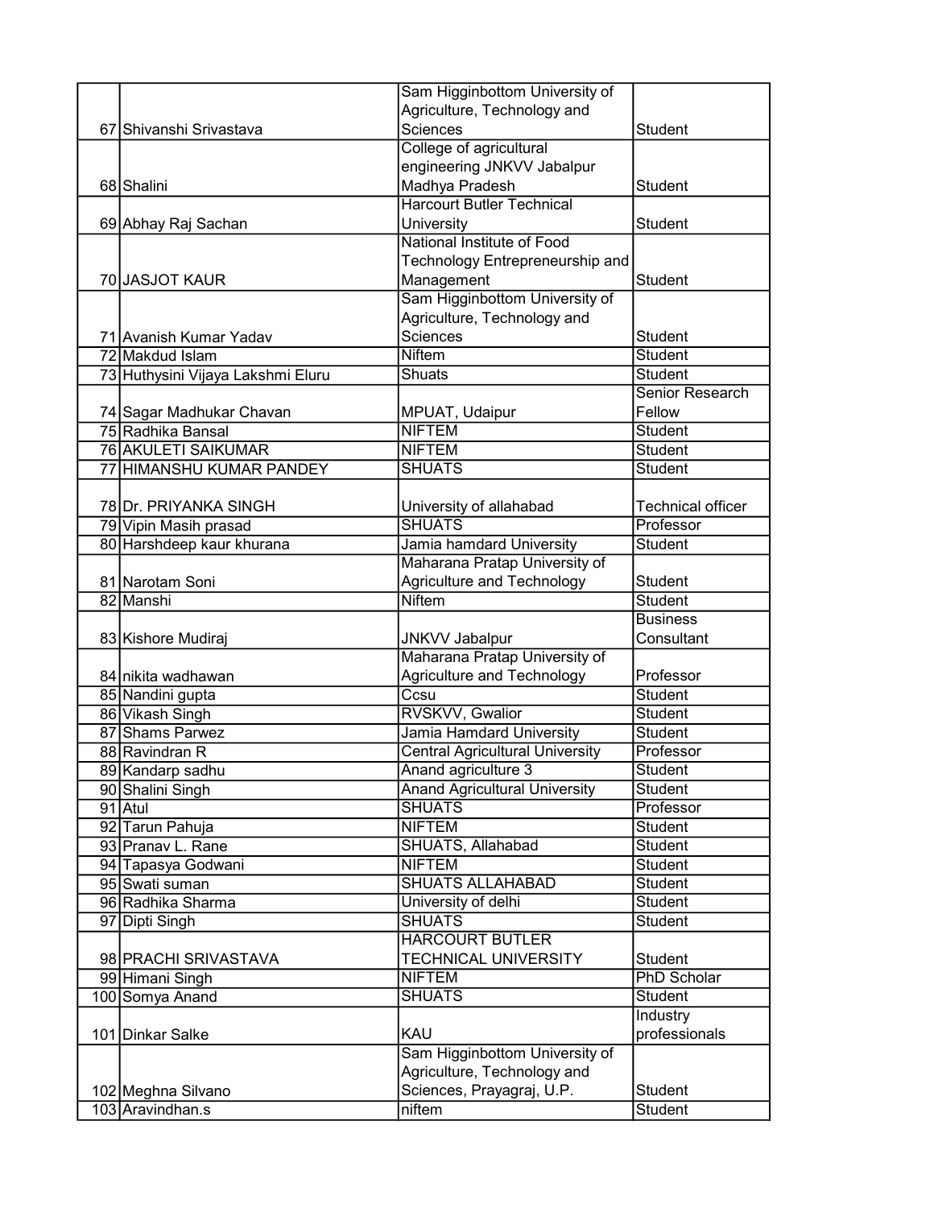| | | | |
|---|---|---|---|
| 67 | Shivanshi Srivastava | Sam Higginbottom University of Agriculture, Technology and Sciences | Student |
| 68 | Shalini | College of agricultural engineering JNKVV Jabalpur Madhya Pradesh | Student |
| 69 | Abhay Raj Sachan | Harcourt Butler Technical University | Student |
| 70 | JASJOT KAUR | National Institute of Food Technology Entrepreneurship and Management | Student |
| 71 | Avanish Kumar Yadav | Sam Higginbottom University of Agriculture, Technology and Sciences | Student |
| 72 | Makdud Islam | Niftem | Student |
| 73 | Huthysini Vijaya Lakshmi Eluru | Shuats | Student |
| 74 | Sagar Madhukar Chavan | MPUAT, Udaipur | Senior Research Fellow |
| 75 | Radhika Bansal | NIFTEM | Student |
| 76 | AKULETI SAIKUMAR | NIFTEM | Student |
| 77 | HIMANSHU KUMAR PANDEY | SHUATS | Student |
| 78 | Dr. PRIYANKA SINGH | University of allahabad | Technical officer |
| 79 | Vipin Masih prasad | SHUATS | Professor |
| 80 | Harshdeep kaur khurana | Jamia hamdard University | Student |
| 81 | Narotam Soni | Maharana Pratap University of Agriculture and Technology | Student |
| 82 | Manshi | Niftem | Student |
| 83 | Kishore Mudiraj | JNKVV Jabalpur | Business Consultant |
| 84 | nikita wadhawan | Maharana Pratap University of Agriculture and Technology | Professor |
| 85 | Nandini gupta | Ccsu | Student |
| 86 | Vikash Singh | RVSKVV, Gwalior | Student |
| 87 | Shams Parwez | Jamia Hamdard University | Student |
| 88 | Ravindran R | Central Agricultural University | Professor |
| 89 | Kandarp sadhu | Anand agriculture 3 | Student |
| 90 | Shalini Singh | Anand Agricultural University | Student |
| 91 | Atul | SHUATS | Professor |
| 92 | Tarun Pahuja | NIFTEM | Student |
| 93 | Pranav L. Rane | SHUATS, Allahabad | Student |
| 94 | Tapasya Godwani | NIFTEM | Student |
| 95 | Swati suman | SHUATS ALLAHABAD | Student |
| 96 | Radhika Sharma | University of delhi | Student |
| 97 | Dipti Singh | SHUATS | Student |
| 98 | PRACHI SRIVASTAVA | HARCOURT BUTLER TECHNICAL UNIVERSITY | Student |
| 99 | Himani Singh | NIFTEM | PhD Scholar |
| 100 | Somya Anand | SHUATS | Student |
| 101 | Dinkar Salke | KAU | Industry professionals |
| 102 | Meghna Silvano | Sam Higginbottom University of Agriculture, Technology and Sciences, Prayagraj, U.P. | Student |
| 103 | Aravindhan.s | niftem | Student |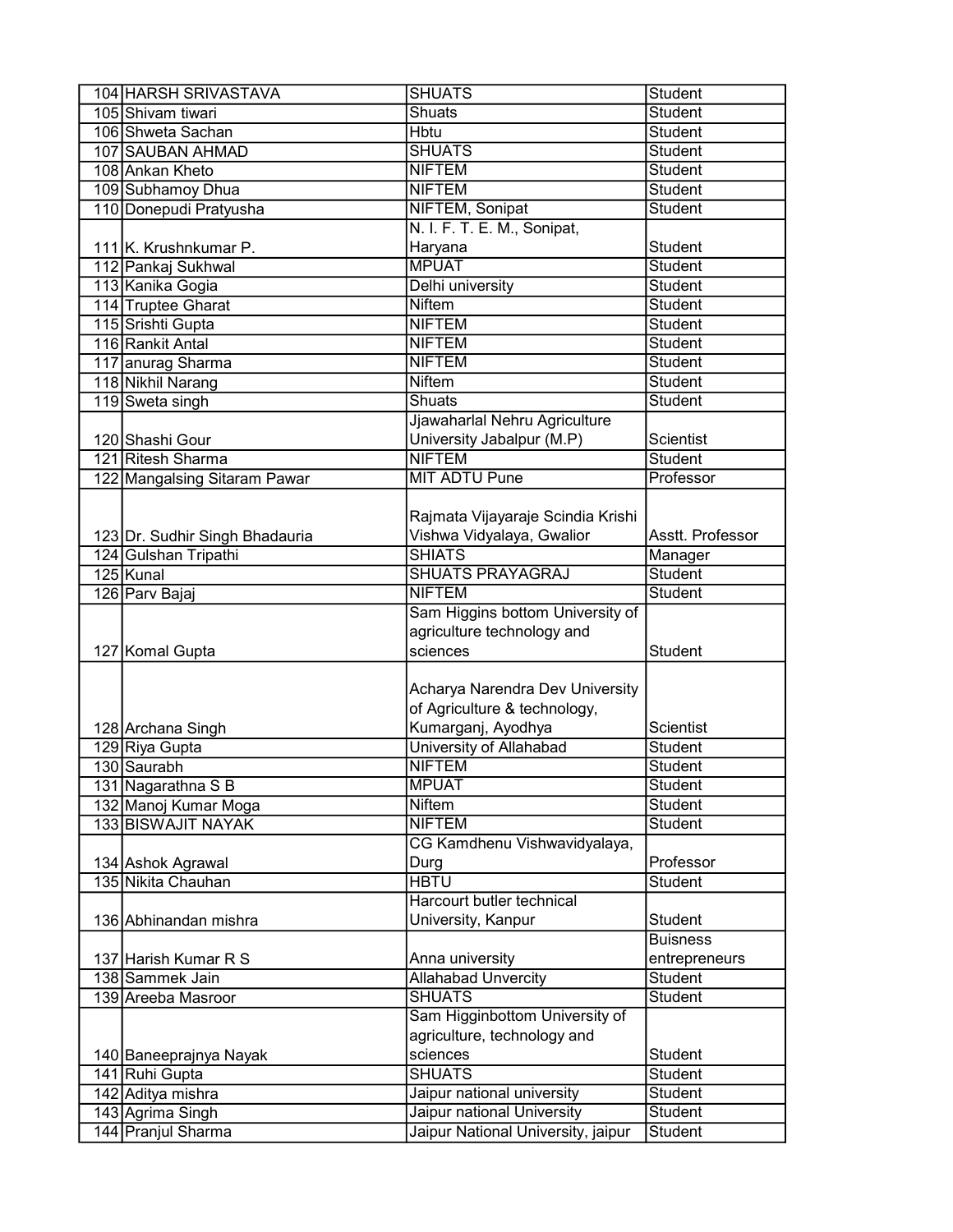| | | | |
|---|---|---|---|
| 104 | HARSH SRIVASTAVA | SHUATS | Student |
| 105 | Shivam tiwari | Shuats | Student |
| 106 | Shweta Sachan | Hbtu | Student |
| 107 | SAUBAN AHMAD | SHUATS | Student |
| 108 | Ankan Kheto | NIFTEM | Student |
| 109 | Subhamoy Dhua | NIFTEM | Student |
| 110 | Donepudi Pratyusha | NIFTEM, Sonipat | Student |
| 111 | K. Krushnkumar P. | N. I. F. T. E. M., Sonipat, Haryana | Student |
| 112 | Pankaj Sukhwal | MPUAT | Student |
| 113 | Kanika Gogia | Delhi university | Student |
| 114 | Truptee Gharat | Niftem | Student |
| 115 | Srishti Gupta | NIFTEM | Student |
| 116 | Rankit Antal | NIFTEM | Student |
| 117 | anurag Sharma | NIFTEM | Student |
| 118 | Nikhil Narang | Niftem | Student |
| 119 | Sweta singh | Shuats | Student |
| 120 | Shashi Gour | Jjawaharlal Nehru Agriculture University Jabalpur (M.P) | Scientist |
| 121 | Ritesh Sharma | NIFTEM | Student |
| 122 | Mangalsing Sitaram Pawar | MIT ADTU Pune | Professor |
| 123 | Dr. Sudhir Singh Bhadauria | Rajmata Vijayaraje Scindia Krishi Vishwa Vidyalaya, Gwalior | Asstt. Professor |
| 124 | Gulshan Tripathi | SHIATS | Manager |
| 125 | Kunal | SHUATS PRAYAGRAJ | Student |
| 126 | Parv Bajaj | NIFTEM | Student |
| 127 | Komal Gupta | Sam Higgins bottom University of agriculture technology and sciences | Student |
| 128 | Archana Singh | Acharya Narendra Dev University of Agriculture & technology, Kumarganj, Ayodhya | Scientist |
| 129 | Riya Gupta | University of Allahabad | Student |
| 130 | Saurabh | NIFTEM | Student |
| 131 | Nagarathna S B | MPUAT | Student |
| 132 | Manoj Kumar Moga | Niftem | Student |
| 133 | BISWAJIT NAYAK | NIFTEM | Student |
| 134 | Ashok Agrawal | CG Kamdhenu Vishwavidyalaya, Durg | Professor |
| 135 | Nikita Chauhan | HBTU | Student |
| 136 | Abhinandan mishra | Harcourt butler technical University, Kanpur | Student |
| 137 | Harish Kumar R S | Anna university | Buisness entrepreneurs |
| 138 | Sammek Jain | Allahabad Unvercity | Student |
| 139 | Areeba Masroor | SHUATS | Student |
| 140 | Baneeprajnya Nayak | Sam Higginbottom University of agriculture, technology and sciences | Student |
| 141 | Ruhi Gupta | SHUATS | Student |
| 142 | Aditya mishra | Jaipur national university | Student |
| 143 | Agrima Singh | Jaipur national University | Student |
| 144 | Pranjul Sharma | Jaipur National University, jaipur | Student |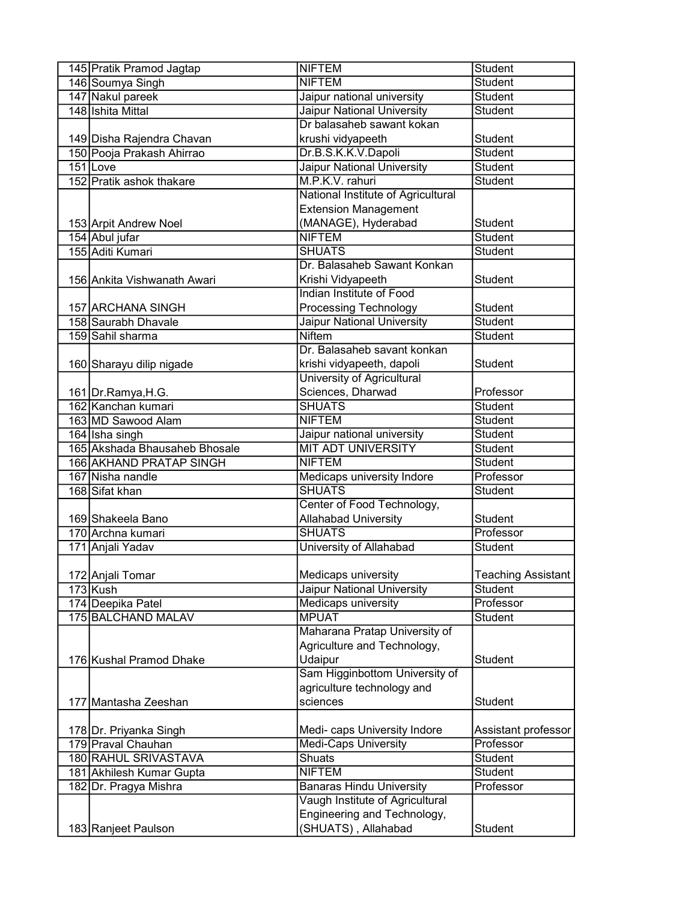| | | | |
|---|---|---|---|
| 145 | Pratik Pramod Jagtap | NIFTEM | Student |
| 146 | Soumya Singh | NIFTEM | Student |
| 147 | Nakul pareek | Jaipur national university | Student |
| 148 | Ishita Mittal | Jaipur National University | Student |
| 149 | Disha Rajendra Chavan | Dr balasaheb sawant kokan krushi vidyapeeth | Student |
| 150 | Pooja Prakash Ahirrao | Dr.B.S.K.K.V.Dapoli | Student |
| 151 | Love | Jaipur National University | Student |
| 152 | Pratik ashok thakare | M.P.K.V. rahuri | Student |
| 153 | Arpit Andrew Noel | National Institute of Agricultural Extension Management (MANAGE), Hyderabad | Student |
| 154 | Abul jufar | NIFTEM | Student |
| 155 | Aditi Kumari | SHUATS | Student |
| 156 | Ankita Vishwanath Awari | Dr. Balasaheb Sawant Konkan Krishi Vidyapeeth | Student |
| 157 | ARCHANA SINGH | Indian Institute of Food Processing Technology | Student |
| 158 | Saurabh Dhavale | Jaipur National University | Student |
| 159 | Sahil sharma | Niftem | Student |
| 160 | Sharayu dilip nigade | Dr. Balasaheb savant konkan krishi vidyapeeth, dapoli | Student |
| 161 | Dr.Ramya,H.G. | University of Agricultural Sciences, Dharwad | Professor |
| 162 | Kanchan kumari | SHUATS | Student |
| 163 | MD Sawood Alam | NIFTEM | Student |
| 164 | Isha singh | Jaipur national university | Student |
| 165 | Akshada Bhausaheb Bhosale | MIT ADT UNIVERSITY | Student |
| 166 | AKHAND PRATAP SINGH | NIFTEM | Student |
| 167 | Nisha nandle | Medicaps university Indore | Professor |
| 168 | Sifat khan | SHUATS | Student |
| 169 | Shakeela Bano | Center of Food Technology, Allahabad University | Student |
| 170 | Archna kumari | SHUATS | Professor |
| 171 | Anjali Yadav | University of Allahabad | Student |
| 172 | Anjali Tomar | Medicaps university | Teaching Assistant |
| 173 | Kush | Jaipur National University | Student |
| 174 | Deepika Patel | Medicaps university | Professor |
| 175 | BALCHAND MALAV | MPUAT | Student |
| 176 | Kushal Pramod Dhake | Maharana Pratap University of Agriculture and Technology, Udaipur | Student |
| 177 | Mantasha Zeeshan | Sam Higginbottom University of agriculture technology and sciences | Student |
| 178 | Dr. Priyanka Singh | Medi- caps University Indore | Assistant professor |
| 179 | Praval Chauhan | Medi-Caps University | Professor |
| 180 | RAHUL SRIVASTAVA | Shuats | Student |
| 181 | Akhilesh Kumar Gupta | NIFTEM | Student |
| 182 | Dr. Pragya Mishra | Banaras Hindu University | Professor |
| 183 | Ranjeet Paulson | Vaugh Institute of Agricultural Engineering and Technology, (SHUATS) , Allahabad | Student |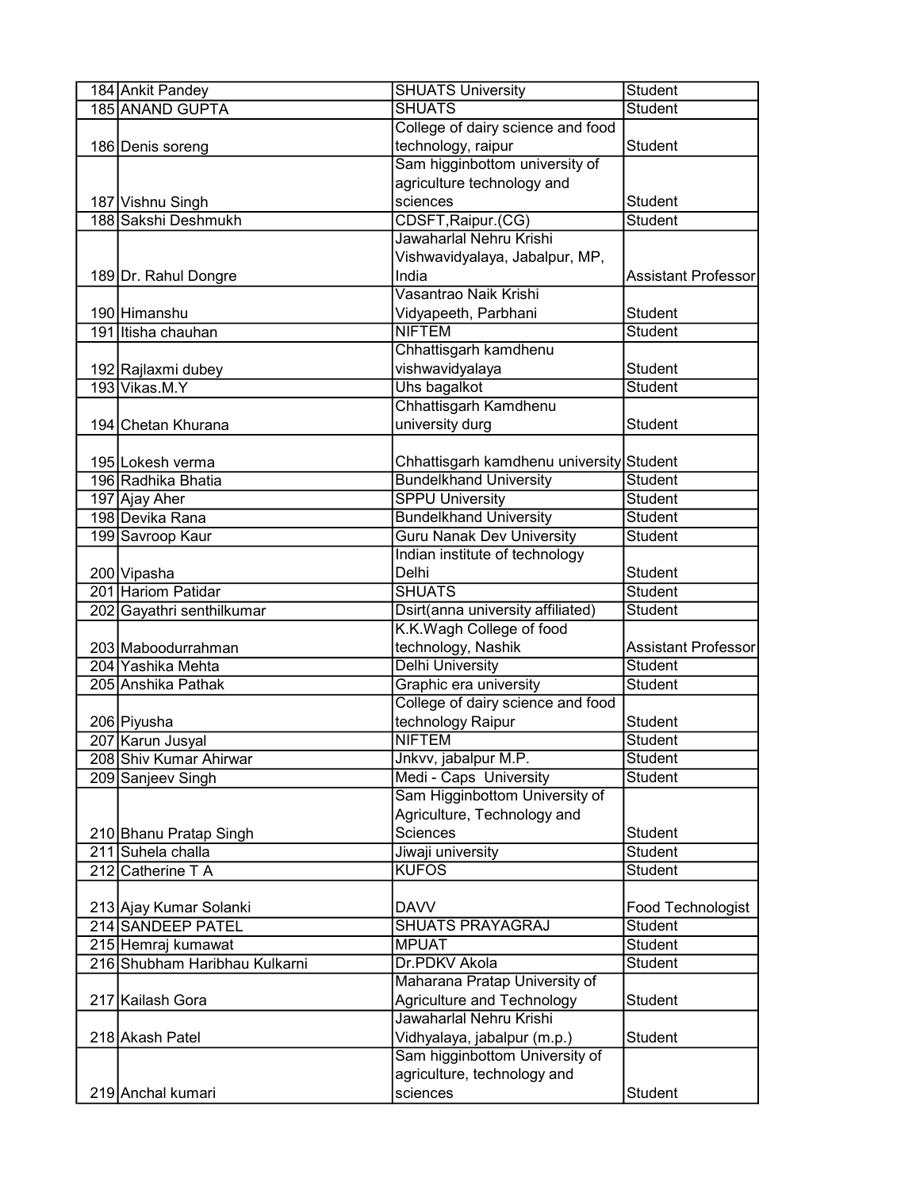| | | | |
|---|---|---|---|
| 184 | Ankit Pandey | SHUATS University | Student |
| 185 | ANAND GUPTA | SHUATS | Student |
| 186 | Denis soreng | College of dairy science and food technology, raipur | Student |
| 187 | Vishnu Singh | Sam higginbottom university of agriculture technology and sciences | Student |
| 188 | Sakshi Deshmukh | CDSFT,Raipur.(CG) | Student |
| 189 | Dr. Rahul Dongre | Jawaharlal Nehru Krishi Vishwavidyalaya, Jabalpur, MP, India | Assistant Professor |
| 190 | Himanshu | Vasantrao Naik Krishi Vidyapeeth, Parbhani | Student |
| 191 | Itisha chauhan | NIFTEM | Student |
| 192 | Rajlaxmi dubey | Chhattisgarh kamdhenu vishwavidyalaya | Student |
| 193 | Vikas.M.Y | Uhs bagalkot | Student |
| 194 | Chetan Khurana | Chhattisgarh Kamdhenu university durg | Student |
| 195 | Lokesh verma | Chhattisgarh kamdhenu university | Student |
| 196 | Radhika Bhatia | Bundelkhand University | Student |
| 197 | Ajay Aher | SPPU University | Student |
| 198 | Devika Rana | Bundelkhand University | Student |
| 199 | Savroop Kaur | Guru Nanak Dev University | Student |
| 200 | Vipasha | Indian institute of technology Delhi | Student |
| 201 | Hariom Patidar | SHUATS | Student |
| 202 | Gayathri senthilkumar | Dsirt(anna university affiliated) | Student |
| 203 | Maboodurrahman | K.K.Wagh College of food technology, Nashik | Assistant Professor |
| 204 | Yashika Mehta | Delhi University | Student |
| 205 | Anshika Pathak | Graphic era university | Student |
| 206 | Piyusha | College of dairy science and food technology Raipur | Student |
| 207 | Karun Jusyal | NIFTEM | Student |
| 208 | Shiv Kumar Ahirwar | Jnkvv, jabalpur M.P. | Student |
| 209 | Sanjeev Singh | Medi - Caps University | Student |
| 210 | Bhanu Pratap Singh | Sam Higginbottom University of Agriculture, Technology and Sciences | Student |
| 211 | Suhela challa | Jiwaji university | Student |
| 212 | Catherine T A | KUFOS | Student |
| 213 | Ajay Kumar Solanki | DAVV | Food Technologist |
| 214 | SANDEEP PATEL | SHUATS PRAYAGRAJ | Student |
| 215 | Hemraj kumawat | MPUAT | Student |
| 216 | Shubham Haribhau Kulkarni | Dr.PDKV Akola | Student |
| 217 | Kailash Gora | Maharana Pratap University of Agriculture and Technology | Student |
| 218 | Akash Patel | Jawaharlal Nehru Krishi Vidhyalaya, jabalpur (m.p.) | Student |
| 219 | Anchal kumari | Sam higginbottom University of agriculture, technology and sciences | Student |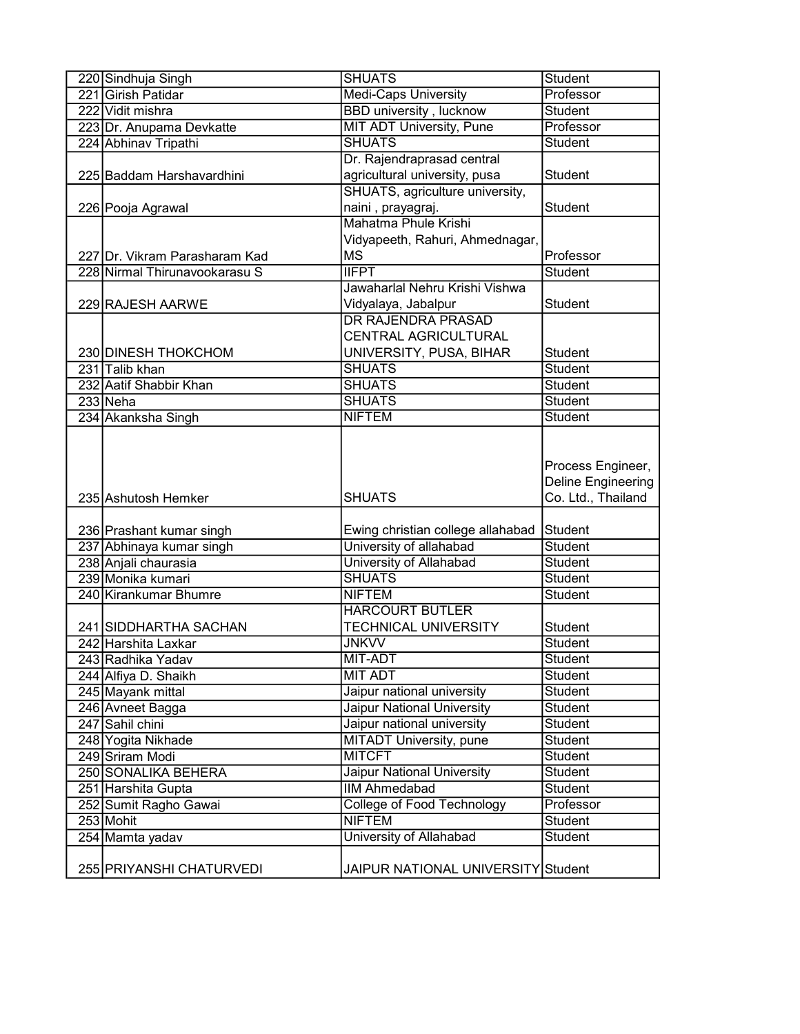| | | | |
|---|---|---|---|
| 220 | Sindhuja Singh | SHUATS | Student |
| 221 | Girish Patidar | Medi-Caps University | Professor |
| 222 | Vidit mishra | BBD university , lucknow | Student |
| 223 | Dr. Anupama Devkatte | MIT ADT University, Pune | Professor |
| 224 | Abhinav Tripathi | SHUATS | Student |
| 225 | Baddam Harshavardhini | Dr. Rajendraprasad central agricultural university, pusa | Student |
| 226 | Pooja Agrawal | SHUATS, agriculture university, naini , prayagraj. | Student |
| 227 | Dr. Vikram Parasharam Kad | Mahatma Phule Krishi Vidyapeeth, Rahuri, Ahmednagar, MS | Professor |
| 228 | Nirmal Thirunavookarasu S | IIFPT | Student |
| 229 | RAJESH AARWE | Jawaharlal Nehru Krishi Vishwa Vidyalaya, Jabalpur | Student |
| 230 | DINESH THOKCHOM | DR RAJENDRA PRASAD CENTRAL AGRICULTURAL UNIVERSITY, PUSA, BIHAR | Student |
| 231 | Talib khan | SHUATS | Student |
| 232 | Aatif Shabbir Khan | SHUATS | Student |
| 233 | Neha | SHUATS | Student |
| 234 | Akanksha Singh | NIFTEM | Student |
| 235 | Ashutosh Hemker | SHUATS | Process Engineer, Deline Engineering Co. Ltd., Thailand |
| 236 | Prashant kumar singh | Ewing christian college allahabad | Student |
| 237 | Abhinaya kumar singh | University of allahabad | Student |
| 238 | Anjali chaurasia | University of Allahabad | Student |
| 239 | Monika kumari | SHUATS | Student |
| 240 | Kirankumar Bhumre | NIFTEM | Student |
| 241 | SIDDHARTHA SACHAN | HARCOURT BUTLER TECHNICAL UNIVERSITY | Student |
| 242 | Harshita Laxkar | JNKVV | Student |
| 243 | Radhika Yadav | MIT-ADT | Student |
| 244 | Alfiya D. Shaikh | MIT ADT | Student |
| 245 | Mayank mittal | Jaipur national university | Student |
| 246 | Avneet Bagga | Jaipur National University | Student |
| 247 | Sahil chini | Jaipur national university | Student |
| 248 | Yogita Nikhade | MITADT University, pune | Student |
| 249 | Sriram Modi | MITCFT | Student |
| 250 | SONALIKA BEHERA | Jaipur National University | Student |
| 251 | Harshita Gupta | IIM Ahmedabad | Student |
| 252 | Sumit Ragho Gawai | College of Food Technology | Professor |
| 253 | Mohit | NIFTEM | Student |
| 254 | Mamta yadav | University of Allahabad | Student |
| 255 | PRIYANSHI CHATURVEDI | JAIPUR NATIONAL UNIVERSITY | Student |